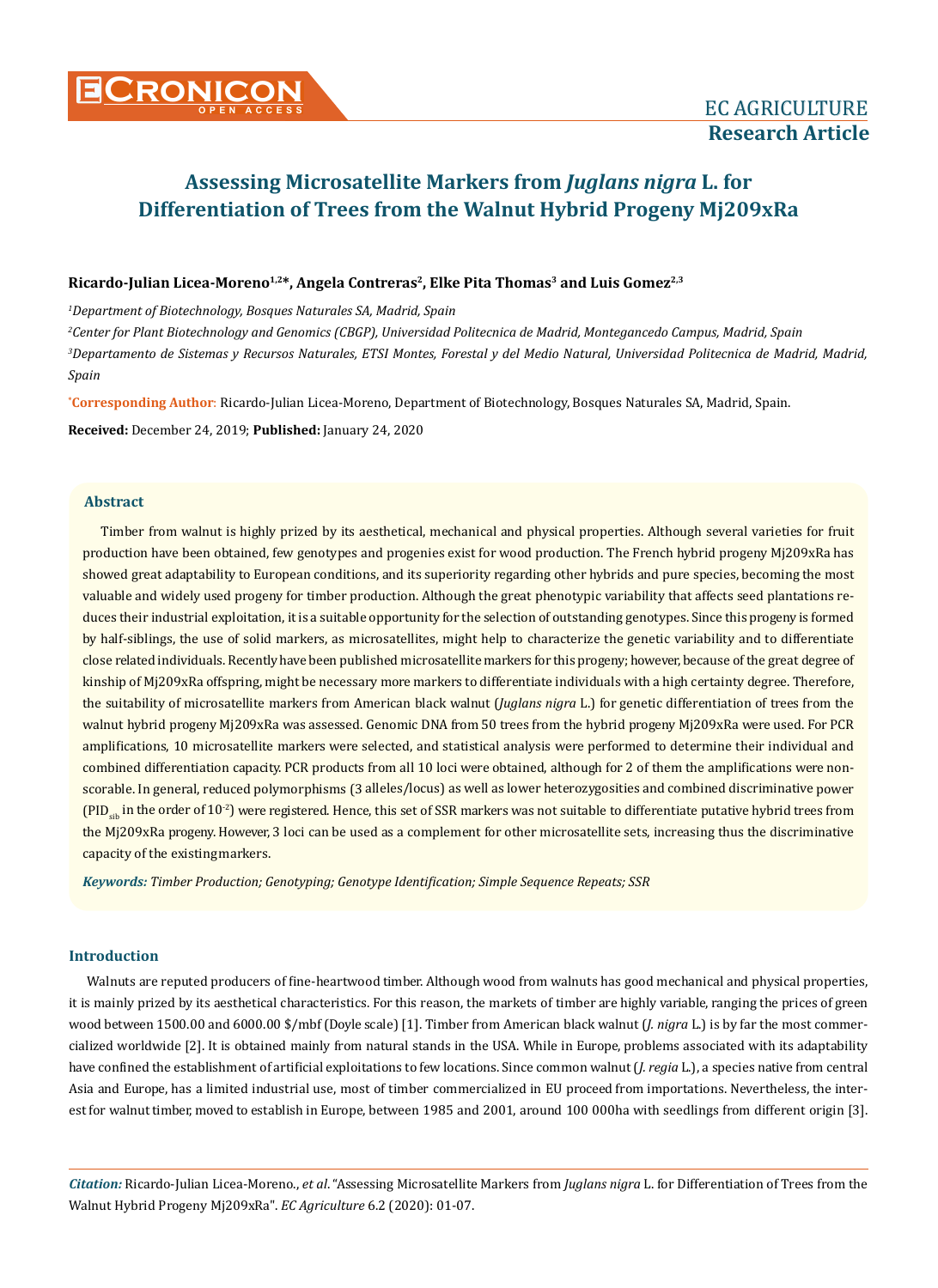# Assessing Microsatellite Markers from *Juglans nigra* L. for Differentiation of Trees from the Walnut Hybrid Progeny Mj209xRa

**Ricardo-Julian Licea-Moreno[1,2]\*, Angela Contreras[2], Elke Pita Thomas[3] and Luis Gomez[2,3]**

[1]*Department of Biotechnology, Bosques Naturales SA, Madrid, Spain*

[2]*Center for Plant Biotechnology and Genomics (CBGP), Universidad Politecnica de Madrid, Montegancedo Campus, Madrid, Spain*

[3]*Departamento de Sistemas y Recursos Naturales, ETSI Montes, Forestal y del Medio Natural, Universidad Politecnica de Madrid, Madrid, Spain*

**\*Corresponding Author:** Ricardo-Julian Licea-Moreno, Department of Biotechnology, Bosques Naturales SA, Madrid, Spain.

**Received:** December 24, 2019; **Published:** January 24, 2020

## Abstract

Timber from walnut is highly prized by its aesthetical, mechanical and physical properties. Although several varieties for fruit production have been obtained, few genotypes and progenies exist for wood production. The French hybrid progeny Mj209xRa has showed great adaptability to European conditions, and its superiority regarding other hybrids and pure species, becoming the most valuable and widely used progeny for timber production. Although the great phenotypic variability that affects seed plantations reduces their industrial exploitation, it is a suitable opportunity for the selection of outstanding genotypes. Since this progeny is formed by half-siblings, the use of solid markers, as microsatellites, might help to characterize the genetic variability and to differentiate close related individuals. Recently have been published microsatellite markers for this progeny; however, because of the great degree of kinship of Mj209xRa offspring, might be necessary more markers to differentiate individuals with a high certainty degree. Therefore, the suitability of microsatellite markers from American black walnut (*Juglans nigra* L.) for genetic differentiation of trees from the walnut hybrid progeny Mj209xRa was assessed. Genomic DNA from 50 trees from the hybrid progeny Mj209xRa were used. For PCR amplifications, 10 microsatellite markers were selected, and statistical analysis were performed to determine their individual and combined differentiation capacity. PCR products from all 10 loci were obtained, although for 2 of them the amplifications were non-scorable. In general, reduced polymorphisms (3 alleles/locus) as well as lower heterozygosities and combined discriminative power ($PID_{sib}$ in the order of $10^{-2}$) were registered. Hence, this set of SSR markers was not suitable to differentiate putative hybrid trees from the Mj209xRa progeny. However, 3 loci can be used as a complement for other microsatellite sets, increasing thus the discriminative capacity of the existing markers.

***Keywords:*** *Timber Production; Genotyping; Genotype Identification; Simple Sequence Repeats; SSR*

## Introduction

Walnuts are reputed producers of fine-heartwood timber. Although wood from walnuts has good mechanical and physical properties, it is mainly prized by its aesthetical characteristics. For this reason, the markets of timber are highly variable, ranging the prices of green wood between 1500.00 and 6000.00 $/mbf (Doyle scale) [1]. Timber from American black walnut (*J. nigra* L.) is by far the most commercialized worldwide [2]. It is obtained mainly from natural stands in the USA. While in Europe, problems associated with its adaptability have confined the establishment of artificial exploitations to few locations. Since common walnut (*J. regia* L.), a species native from central Asia and Europe, has a limited industrial use, most of timber commercialized in EU proceed from importations. Nevertheless, the interest for walnut timber, moved to establish in Europe, between 1985 and 2001, around 100 000ha with seedlings from different origin [3].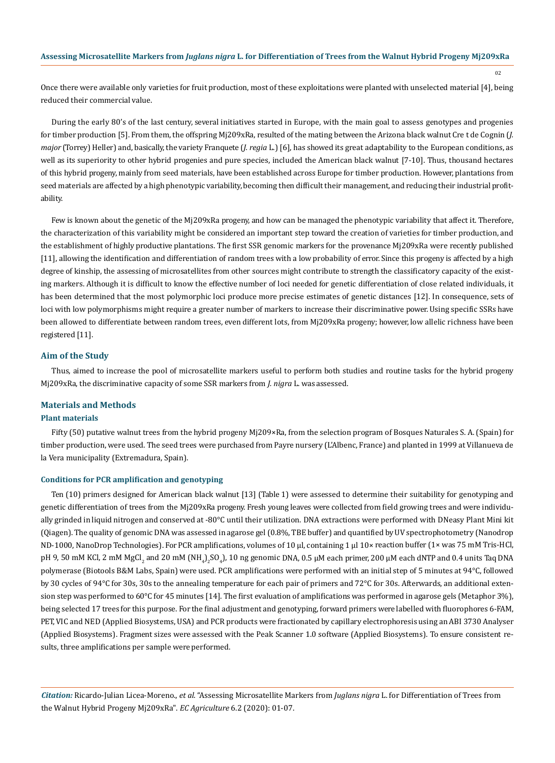Once there were available only varieties for fruit production, most of these exploitations were planted with unselected material [4], being reduced their commercial value.

During the early 80's of the last century, several initiatives started in Europe, with the main goal to assess genotypes and progenies for timber production [5]. From them, the offspring Mj209xRa, resulted of the mating between the Arizona black walnut Cre t de Cognin (*J. major* (Torrey) Heller) and, basically, the variety Franquete (*J. regia* L.) [6], has showed its great adaptability to the European conditions, as well as its superiority to other hybrid progenies and pure species, included the American black walnut [7-10]. Thus, thousand hectares of this hybrid progeny, mainly from seed materials, have been established across Europe for timber production. However, plantations from seed materials are affected by a high phenotypic variability, becoming then difficult their management, and reducing their industrial profitability.

Few is known about the genetic of the Mj209xRa progeny, and how can be managed the phenotypic variability that affect it. Therefore, the characterization of this variability might be considered an important step toward the creation of varieties for timber production, and the establishment of highly productive plantations. The first SSR genomic markers for the provenance Mj209xRa were recently published [11], allowing the identification and differentiation of random trees with a low probability of error. Since this progeny is affected by a high degree of kinship, the assessing of microsatellites from other sources might contribute to strength the classificatory capacity of the existing markers. Although it is difficult to know the effective number of loci needed for genetic differentiation of close related individuals, it has been determined that the most polymorphic loci produce more precise estimates of genetic distances [12]. In consequence, sets of loci with low polymorphisms might require a greater number of markers to increase their discriminative power. Using specific SSRs have been allowed to differentiate between random trees, even different lots, from Mj209xRa progeny; however, low allelic richness have been registered [11].

## Aim of the Study

Thus, aimed to increase the pool of microsatellite markers useful to perform both studies and routine tasks for the hybrid progeny Mj209xRa, the discriminative capacity of some SSR markers from *J. nigra* L. was assessed.

## Materials and Methods

### Plant materials

Fifty (50) putative walnut trees from the hybrid progeny Mj209×Ra, from the selection program of Bosques Naturales S. A. (Spain) for timber production, were used. The seed trees were purchased from Payre nursery (L'Albenc, France) and planted in 1999 at Villanueva de la Vera municipality (Extremadura, Spain).

### Conditions for PCR amplification and genotyping

Ten (10) primers designed for American black walnut [13] (Table 1) were assessed to determine their suitability for genotyping and genetic differentiation of trees from the Mj209xRa progeny. Fresh young leaves were collected from field growing trees and were individually grinded in liquid nitrogen and conserved at -80°C until their utilization. DNA extractions were performed with DNeasy Plant Mini kit (Qiagen). The quality of genomic DNA was assessed in agarose gel (0.8%, TBE buffer) and quantified by UV spectrophotometry (Nanodrop ND-1000, NanoDrop Technologies). For PCR amplifications, volumes of 10 µl, containing 1 µl 10× reaction buffer (1× was 75 mM Tris-HCl, pH 9, 50 mM KCl, 2 mM $MgCl_2$ and 20 mM $(NH_4)_2SO_4$), 10 ng genomic DNA, 0.5 µM each primer, 200 µM each dNTP and 0.4 units Taq DNA polymerase (Biotools B&M Labs, Spain) were used. PCR amplifications were performed with an initial step of 5 minutes at 94°C, followed by 30 cycles of 94°C for 30s, 30s to the annealing temperature for each pair of primers and 72°C for 30s. Afterwards, an additional extension step was performed to 60°C for 45 minutes [14]. The first evaluation of amplifications was performed in agarose gels (Metaphor 3%), being selected 17 trees for this purpose. For the final adjustment and genotyping, forward primers were labelled with fluorophores 6-FAM, PET, VIC and NED (Applied Biosystems, USA) and PCR products were fractionated by capillary electrophoresis using an ABI 3730 Analyser (Applied Biosystems). Fragment sizes were assessed with the Peak Scanner 1.0 software (Applied Biosystems). To ensure consistent results, three amplifications per sample were performed.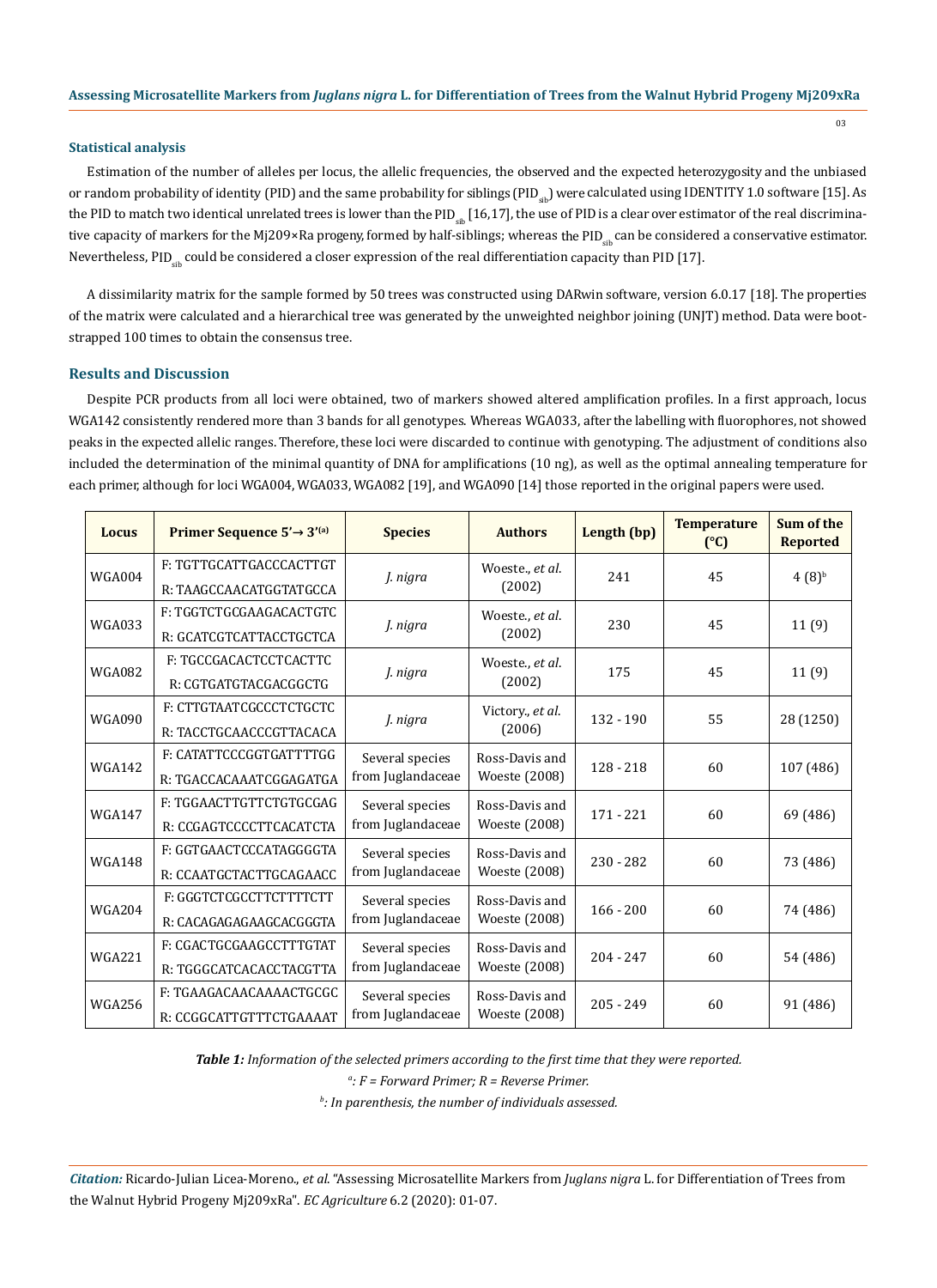### Statistical analysis

Estimation of the number of alleles per locus, the allelic frequencies, the observed and the expected heterozygosity and the unbiased or random probability of identity (PID) and the same probability for siblings ($PID_{sib}$) were calculated using IDENTITY 1.0 software [15]. As the PID to match two identical unrelated trees is lower than the $PID_{sib}$ [16,17], the use of PID is a clear over estimator of the real discriminative capacity of markers for the Mj209×Ra progeny, formed by half-siblings; whereas the $PID_{sib}$ can be considered a conservative estimator. Nevertheless, $PID_{sib}$ could be considered a closer expression of the real differentiation capacity than PID [17].

A dissimilarity matrix for the sample formed by 50 trees was constructed using DARwin software, version 6.0.17 [18]. The properties of the matrix were calculated and a hierarchical tree was generated by the unweighted neighbor joining (UNJT) method. Data were bootstrapped 100 times to obtain the consensus tree.

## Results and Discussion

Despite PCR products from all loci were obtained, two of markers showed altered amplification profiles. In a first approach, locus WGA142 consistently rendered more than 3 bands for all genotypes. Whereas WGA033, after the labelling with fluorophores, not showed peaks in the expected allelic ranges. Therefore, these loci were discarded to continue with genotyping. The adjustment of conditions also included the determination of the minimal quantity of DNA for amplifications (10 ng), as well as the optimal annealing temperature for each primer, although for loci WGA004, WGA033, WGA082 [19], and WGA090 [14] those reported in the original papers were used.

| Locus | Primer Sequence 5'→ 3'[(a)] | Species | Authors | Length (bp) | Temperature (°C) | Sum of the Reported |
|---|---|---|---|---|---|---|
| WGA004 | F: TGTTGCATTGACCCACTTGT<br>R: TAAGCCAACATGGTATGCCA | *J. nigra* | Woeste., *et al.* (2002) | 241 | 45 | 4 (8)[b] |
| WGA033 | F: TGGTCTGCGAAGACACTGTC<br>R: GCATCGTCATTACCTGCTCA | *J. nigra* | Woeste., *et al.* (2002) | 230 | 45 | 11 (9) |
| WGA082 | F: TGCCGACACTCCTCACTTC<br>R: CGTGATGTACGACGGCTG | *J. nigra* | Woeste., *et al.* (2002) | 175 | 45 | 11 (9) |
| WGA090 | F: CTTGTAATCGCCCTCTGCTC<br>R: TACCTGCAACCCGTTACACA | *J. nigra* | Victory., *et al.* (2006) | 132 - 190 | 55 | 28 (1250) |
| WGA142 | F: CATATTCCCGGTGATTTTGG<br>R: TGACCACAAATCGGAGATGA | Several species from Juglandaceae | Ross-Davis and Woeste (2008) | 128 - 218 | 60 | 107 (486) |
| WGA147 | F: TGGAACTTGTTCTGTGCGAG<br>R: CCGAGTCCCCTTCACATCTA | Several species from Juglandaceae | Ross-Davis and Woeste (2008) | 171 - 221 | 60 | 69 (486) |
| WGA148 | F: GGTGAACTCCCATAGGGGTA<br>R: CCAATGCTACTTGCAGAACC | Several species from Juglandaceae | Ross-Davis and Woeste (2008) | 230 - 282 | 60 | 73 (486) |
| WGA204 | F: GGGTCTCGCCTTCTTTTCTT<br>R: CACAGAGAGAAGCACGGGTA | Several species from Juglandaceae | Ross-Davis and Woeste (2008) | 166 - 200 | 60 | 74 (486) |
| WGA221 | F: CGACTGCGAAGCCTTTGTAT<br>R: TGGGCATCACACCTACGTTA | Several species from Juglandaceae | Ross-Davis and Woeste (2008) | 204 - 247 | 60 | 54 (486) |
| WGA256 | F: TGAAGACAACAAAACTGCGC<br>R: CCGGCATTGTTTCTGAAAAT | Several species from Juglandaceae | Ross-Davis and Woeste (2008) | 205 - 249 | 60 | 91 (486) |

***Table 1:*** *Information of the selected primers according to the first time that they were reported.*

*[a]: F = Forward Primer; R = Reverse Primer.*

*[b]: In parenthesis, the number of individuals assessed.*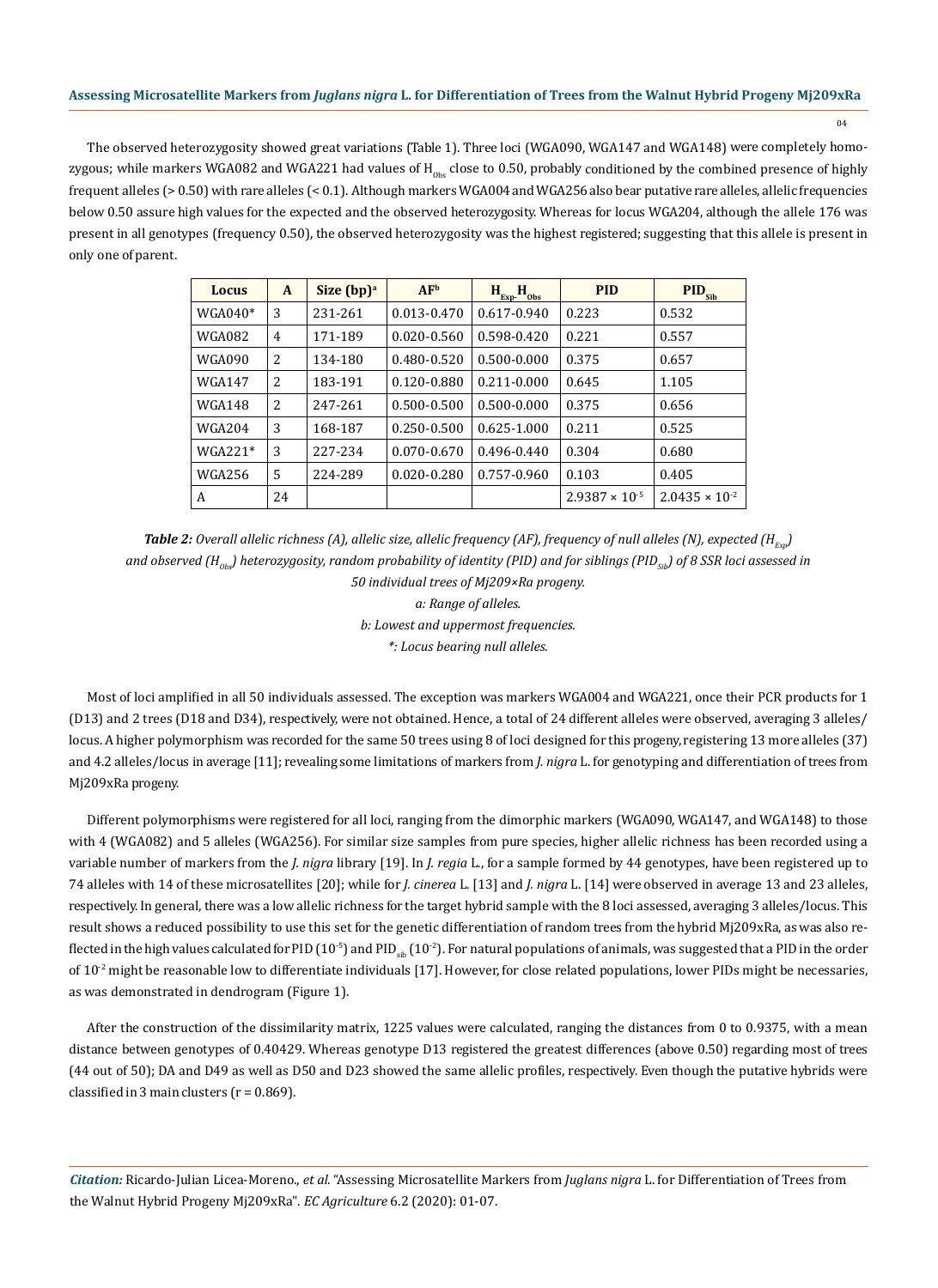The observed heterozygosity showed great variations (Table 1). Three loci (WGA090, WGA147 and WGA148) were completely homozygous; while markers WGA082 and WGA221 had values of $H_{Obs}$ close to 0.50, probably conditioned by the combined presence of highly frequent alleles (> 0.50) with rare alleles (< 0.1). Although markers WGA004 and WGA256 also bear putative rare alleles, allelic frequencies below 0.50 assure high values for the expected and the observed heterozygosity. Whereas for locus WGA204, although the allele 176 was present in all genotypes (frequency 0.50), the observed heterozygosity was the highest registered; suggesting that this allele is present in only one of parent.

| Locus | A | Size (bp)[a] | AF[b] | $H_{Exp}$-$H_{Obs}$ | PID | $PID_{Sib}$ |
|---|---|---|---|---|---|---|
| WGA040* | 3 | 231-261 | 0.013-0.470 | 0.617-0.940 | 0.223 | 0.532 |
| WGA082 | 4 | 171-189 | 0.020-0.560 | 0.598-0.420 | 0.221 | 0.557 |
| WGA090 | 2 | 134-180 | 0.480-0.520 | 0.500-0.000 | 0.375 | 0.657 |
| WGA147 | 2 | 183-191 | 0.120-0.880 | 0.211-0.000 | 0.645 | 1.105 |
| WGA148 | 2 | 247-261 | 0.500-0.500 | 0.500-0.000 | 0.375 | 0.656 |
| WGA204 | 3 | 168-187 | 0.250-0.500 | 0.625-1.000 | 0.211 | 0.525 |
| WGA221* | 3 | 227-234 | 0.070-0.670 | 0.496-0.440 | 0.304 | 0.680 |
| WGA256 | 5 | 224-289 | 0.020-0.280 | 0.757-0.960 | 0.103 | 0.405 |
| A | 24 | | | | $2.9387 \times 10^{-5}$ | $2.0435 \times 10^{-2}$ |

***Table 2:*** *Overall allelic richness (A), allelic size, allelic frequency (AF), frequency of null alleles (N), expected ($H_{Exp}$) and observed ($H_{Obs}$) heterozygosity, random probability of identity (PID) and for siblings ($PID_{Sib}$) of 8 SSR loci assessed in 50 individual trees of Mj209×Ra progeny.*

*a: Range of alleles.*

*b: Lowest and uppermost frequencies.*

*\*: Locus bearing null alleles.*

Most of loci amplified in all 50 individuals assessed. The exception was markers WGA004 and WGA221, once their PCR products for 1 (D13) and 2 trees (D18 and D34), respectively, were not obtained. Hence, a total of 24 different alleles were observed, averaging 3 alleles/locus. A higher polymorphism was recorded for the same 50 trees using 8 of loci designed for this progeny, registering 13 more alleles (37) and 4.2 alleles/locus in average [11]; revealing some limitations of markers from *J. nigra* L. for genotyping and differentiation of trees from Mj209xRa progeny.

Different polymorphisms were registered for all loci, ranging from the dimorphic markers (WGA090, WGA147, and WGA148) to those with 4 (WGA082) and 5 alleles (WGA256). For similar size samples from pure species, higher allelic richness has been recorded using a variable number of markers from the *J. nigra* library [19]. In *J. regia* L., for a sample formed by 44 genotypes, have been registered up to 74 alleles with 14 of these microsatellites [20]; while for *J. cinerea* L. [13] and *J. nigra* L. [14] were observed in average 13 and 23 alleles, respectively. In general, there was a low allelic richness for the target hybrid sample with the 8 loci assessed, averaging 3 alleles/locus. This result shows a reduced possibility to use this set for the genetic differentiation of random trees from the hybrid Mj209xRa, as was also reflected in the high values calculated for PID ($10^{-5}$) and $PID_{sib}$ ($10^{-2}$). For natural populations of animals, was suggested that a PID in the order of $10^{-2}$ might be reasonable low to differentiate individuals [17]. However, for close related populations, lower PIDs might be necessaries, as was demonstrated in dendrogram (Figure 1).

After the construction of the dissimilarity matrix, 1225 values were calculated, ranging the distances from 0 to 0.9375, with a mean distance between genotypes of 0.40429. Whereas genotype D13 registered the greatest differences (above 0.50) regarding most of trees (44 out of 50); DA and D49 as well as D50 and D23 showed the same allelic profiles, respectively. Even though the putative hybrids were classified in 3 main clusters (r = 0.869).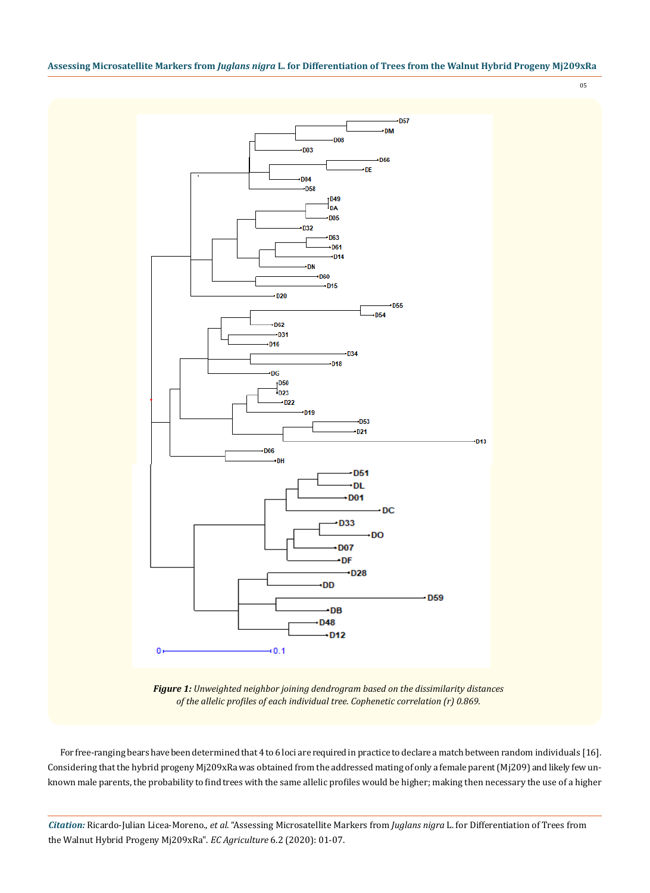*Figure 1: Unweighted neighbor joining dendrogram based on the dissimilarity distances of the allelic profiles of each individual tree. Cophenetic correlation (r) 0.869.*

For free-ranging bears have been determined that 4 to 6 loci are required in practice to declare a match between random individuals [16]. Considering that the hybrid progeny Mj209xRa was obtained from the addressed mating of only a female parent (Mj209) and likely few unknown male parents, the probability to find trees with the same allelic profiles would be higher; making then necessary the use of a higher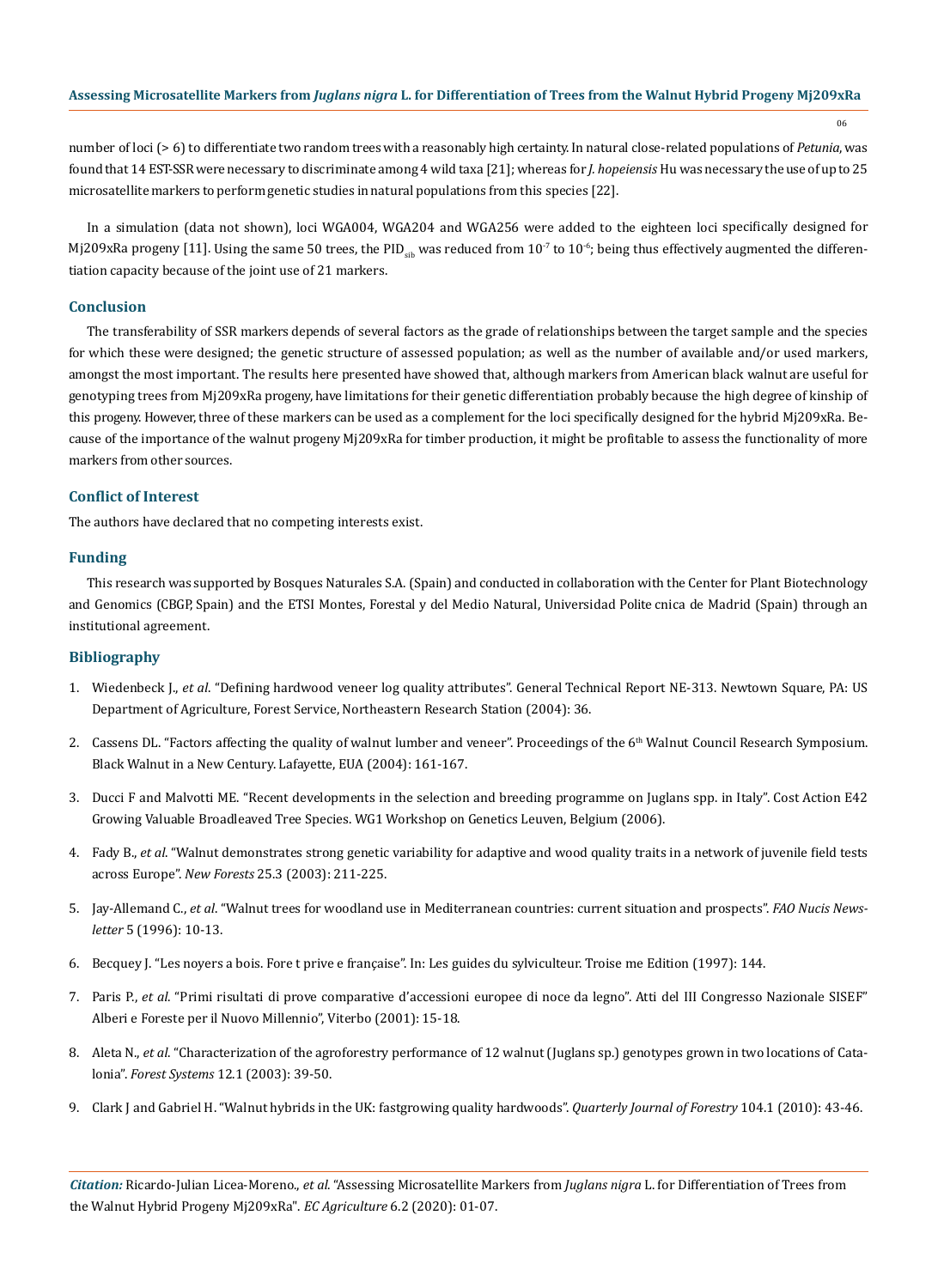number of loci (> 6) to differentiate two random trees with a reasonably high certainty. In natural close-related populations of *Petunia*, was found that 14 EST-SSR were necessary to discriminate among 4 wild taxa [21]; whereas for *J. hopeiensis* Hu was necessary the use of up to 25 microsatellite markers to perform genetic studies in natural populations from this species [22].

In a simulation (data not shown), loci WGA004, WGA204 and WGA256 were added to the eighteen loci specifically designed for Mj209xRa progeny [11]. Using the same 50 trees, the $PID_{sib}$ was reduced from $10^{-7}$ to $10^{-6}$; being thus effectively augmented the differentiation capacity because of the joint use of 21 markers.

## Conclusion

The transferability of SSR markers depends of several factors as the grade of relationships between the target sample and the species for which these were designed; the genetic structure of assessed population; as well as the number of available and/or used markers, amongst the most important. The results here presented have showed that, although markers from American black walnut are useful for genotyping trees from Mj209xRa progeny, have limitations for their genetic differentiation probably because the high degree of kinship of this progeny. However, three of these markers can be used as a complement for the loci specifically designed for the hybrid Mj209xRa. Because of the importance of the walnut progeny Mj209xRa for timber production, it might be profitable to assess the functionality of more markers from other sources.

## Conflict of Interest

The authors have declared that no competing interests exist.

## Funding

This research was supported by Bosques Naturales S.A. (Spain) and conducted in collaboration with the Center for Plant Biotechnology and Genomics (CBGP, Spain) and the ETSI Montes, Forestal y del Medio Natural, Universidad Politécnica de Madrid (Spain) through an institutional agreement.

## Bibliography

1. Wiedenbeck J., *et al*. "Defining hardwood veneer log quality attributes". General Technical Report NE-313. Newtown Square, PA: US Department of Agriculture, Forest Service, Northeastern Research Station (2004): 36.
2. Cassens DL. "Factors affecting the quality of walnut lumber and veneer". Proceedings of the 6th Walnut Council Research Symposium. Black Walnut in a New Century. Lafayette, EUA (2004): 161-167.
3. Ducci F and Malvotti ME. "Recent developments in the selection and breeding programme on Juglans spp. in Italy". Cost Action E42 Growing Valuable Broadleaved Tree Species. WG1 Workshop on Genetics Leuven, Belgium (2006).
4. Fady B., *et al*. "Walnut demonstrates strong genetic variability for adaptive and wood quality traits in a network of juvenile field tests across Europe". *New Forests* 25.3 (2003): 211-225.
5. Jay-Allemand C., *et al*. "Walnut trees for woodland use in Mediterranean countries: current situation and prospects". *FAO Nucis Newsletter* 5 (1996): 10-13.
6. Becquey J. "Les noyers a bois. Forêt privée française". In: Les guides du sylviculteur. Troisième Edition (1997): 144.
7. Paris P., *et al*. "Primi risultati di prove comparative d'accessioni europee di noce da legno". Atti del III Congresso Nazionale SISEF" Alberi e Foreste per il Nuovo Millennio", Viterbo (2001): 15-18.
8. Aleta N., *et al*. "Characterization of the agroforestry performance of 12 walnut (Juglans sp.) genotypes grown in two locations of Catalonia". *Forest Systems* 12.1 (2003): 39-50.
9. Clark J and Gabriel H. "Walnut hybrids in the UK: fastgrowing quality hardwoods". *Quarterly Journal of Forestry* 104.1 (2010): 43-46.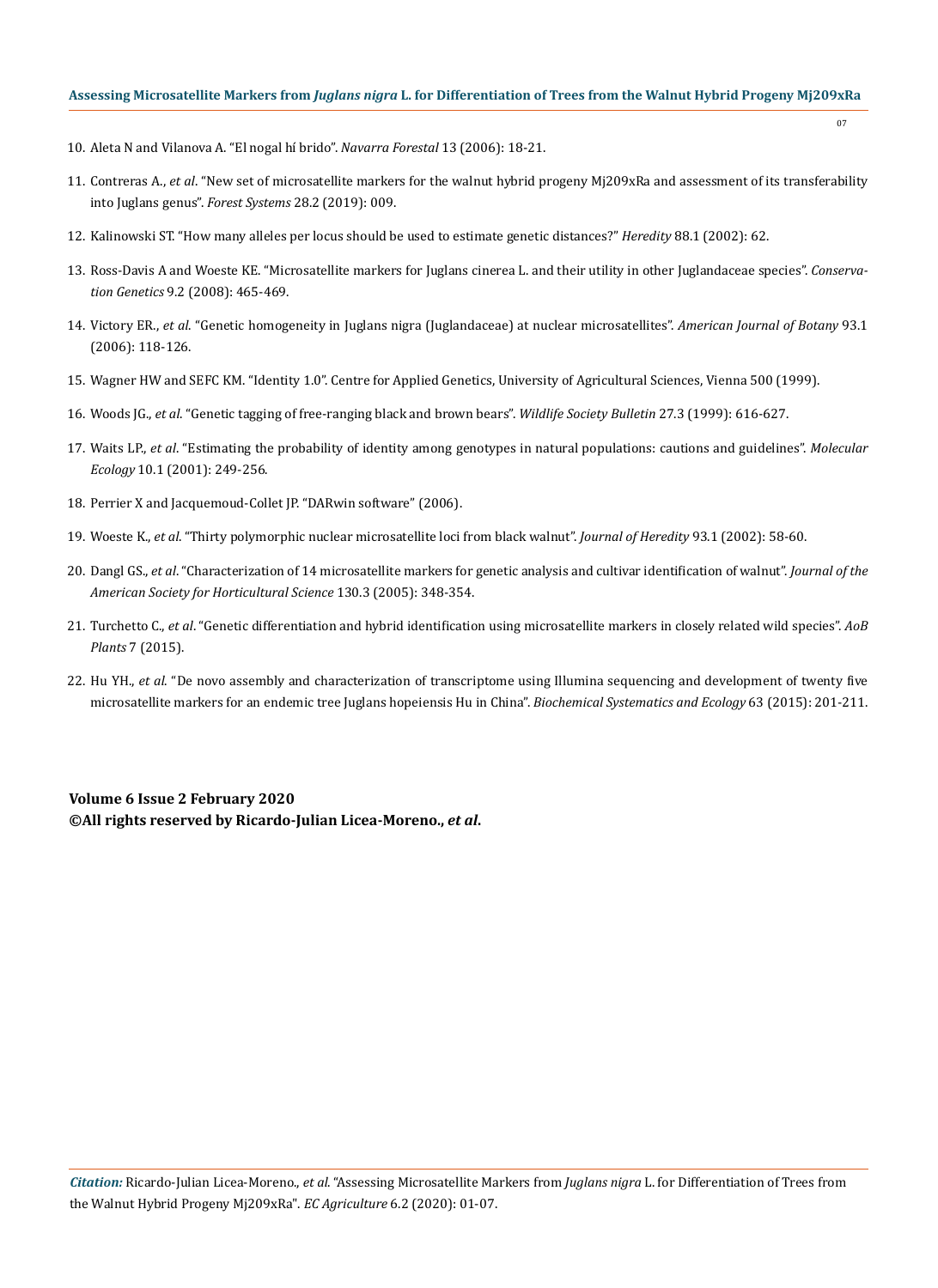10. Aleta N and Vilanova A. "El nogal hí brido". *Navarra Forestal* 13 (2006): 18-21.
11. Contreras A., *et al*. "New set of microsatellite markers for the walnut hybrid progeny Mj209xRa and assessment of its transferability into Juglans genus". *Forest Systems* 28.2 (2019): 009.
12. Kalinowski ST. "How many alleles per locus should be used to estimate genetic distances?" *Heredity* 88.1 (2002): 62.
13. Ross-Davis A and Woeste KE. "Microsatellite markers for Juglans cinerea L. and their utility in other Juglandaceae species". *Conservation Genetics* 9.2 (2008): 465-469.
14. Victory ER., *et al*. "Genetic homogeneity in Juglans nigra (Juglandaceae) at nuclear microsatellites". *American Journal of Botany* 93.1 (2006): 118-126.
15. Wagner HW and SEFC KM. "Identity 1.0". Centre for Applied Genetics, University of Agricultural Sciences, Vienna 500 (1999).
16. Woods JG., *et al*. "Genetic tagging of free-ranging black and brown bears". *Wildlife Society Bulletin* 27.3 (1999): 616-627.
17. Waits LP., *et al*. "Estimating the probability of identity among genotypes in natural populations: cautions and guidelines". *Molecular Ecology* 10.1 (2001): 249-256.
18. Perrier X and Jacquemoud-Collet JP. "DARwin software" (2006).
19. Woeste K., *et al*. "Thirty polymorphic nuclear microsatellite loci from black walnut". *Journal of Heredity* 93.1 (2002): 58-60.
20. Dangl GS., *et al*. "Characterization of 14 microsatellite markers for genetic analysis and cultivar identification of walnut". *Journal of the American Society for Horticultural Science* 130.3 (2005): 348-354.
21. Turchetto C., *et al*. "Genetic differentiation and hybrid identification using microsatellite markers in closely related wild species". *AoB Plants* 7 (2015).
22. Hu YH., *et al*. "De novo assembly and characterization of transcriptome using Illumina sequencing and development of twenty five microsatellite markers for an endemic tree Juglans hopeiensis Hu in China". *Biochemical Systematics and Ecology* 63 (2015): 201-211.

**Volume 6 Issue 2 February 2020**
**©All rights reserved by Ricardo-Julian Licea-Moreno., *et al*.**